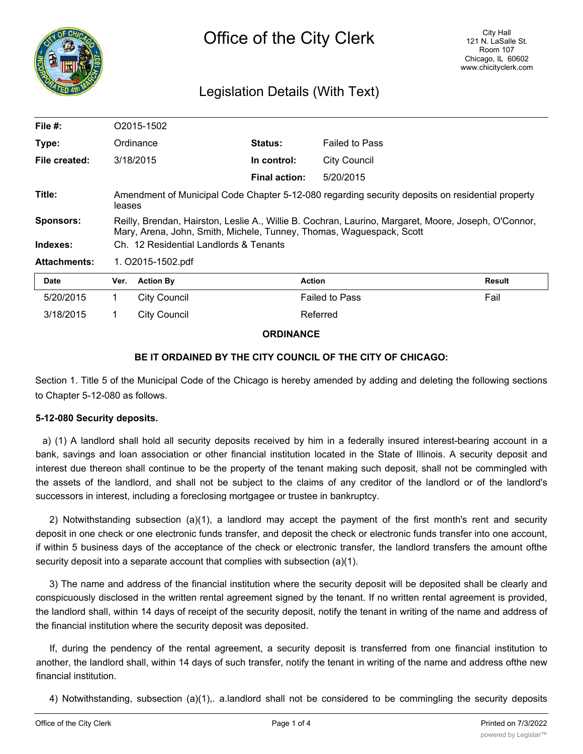# Office of the City Clerk

City Hall
121 N. LaSalle St.
Room 107
Chicago, IL 60602
www.chicityclerk.com

## Legislation Details (With Text)

| | | | |
|---|---|---|---|
| **File #:** | O2015-1502 | | |
| **Type:** | Ordinance | **Status:** | Failed to Pass |
| **File created:** | 3/18/2015 | **In control:** | City Council |
| | | **Final action:** | 5/20/2015 |

**Title:** Amendment of Municipal Code Chapter 5-12-080 regarding security deposits on residential property leases

**Sponsors:** Reilly, Brendan, Hairston, Leslie A., Willie B. Cochran, Laurino, Margaret, Moore, Joseph, O'Connor, Mary, Arena, John, Smith, Michele, Tunney, Thomas, Waguespack, Scott

**Indexes:** Ch. 12 Residential Landlords & Tenants

**Attachments:** 1. O2015-1502.pdf

| Date | Ver. | Action By | Action | Result |
|---|---|---|---|---|
| 5/20/2015 | 1 | City Council | Failed to Pass | Fail |
| 3/18/2015 | 1 | City Council | Referred | |

**ORDINANCE**

**BE IT ORDAINED BY THE CITY COUNCIL OF THE CITY OF CHICAGO:**

Section 1. Title 5 of the Municipal Code of the Chicago is hereby amended by adding and deleting the following sections to Chapter 5-12-080 as follows.

**5-12-080 Security deposits.**

a) (1) A landlord shall hold all security deposits received by him in a federally insured interest-bearing account in a bank, savings and loan association or other financial institution located in the State of Illinois. A security deposit and interest due thereon shall continue to be the property of the tenant making such deposit, shall not be commingled with the assets of the landlord, and shall not be subject to the claims of any creditor of the landlord or of the landlord's successors in interest, including a foreclosing mortgagee or trustee in bankruptcy.

2) Notwithstanding subsection (a)(1), a landlord may accept the payment of the first month's rent and security deposit in one check or one electronic funds transfer, and deposit the check or electronic funds transfer into one account, if within 5 business days of the acceptance of the check or electronic transfer, the landlord transfers the amount ofthe security deposit into a separate account that complies with subsection (a)(1).

3) The name and address of the financial institution where the security deposit will be deposited shall be clearly and conspicuously disclosed in the written rental agreement signed by the tenant. If no written rental agreement is provided, the landlord shall, within 14 days of receipt of the security deposit, notify the tenant in writing of the name and address of the financial institution where the security deposit was deposited.

If, during the pendency of the rental agreement, a security deposit is transferred from one financial institution to another, the landlord shall, within 14 days of such transfer, notify the tenant in writing of the name and address ofthe new financial institution.

4) Notwithstanding, subsection (a)(1),. a.landlord shall not be considered to be commingling the security deposits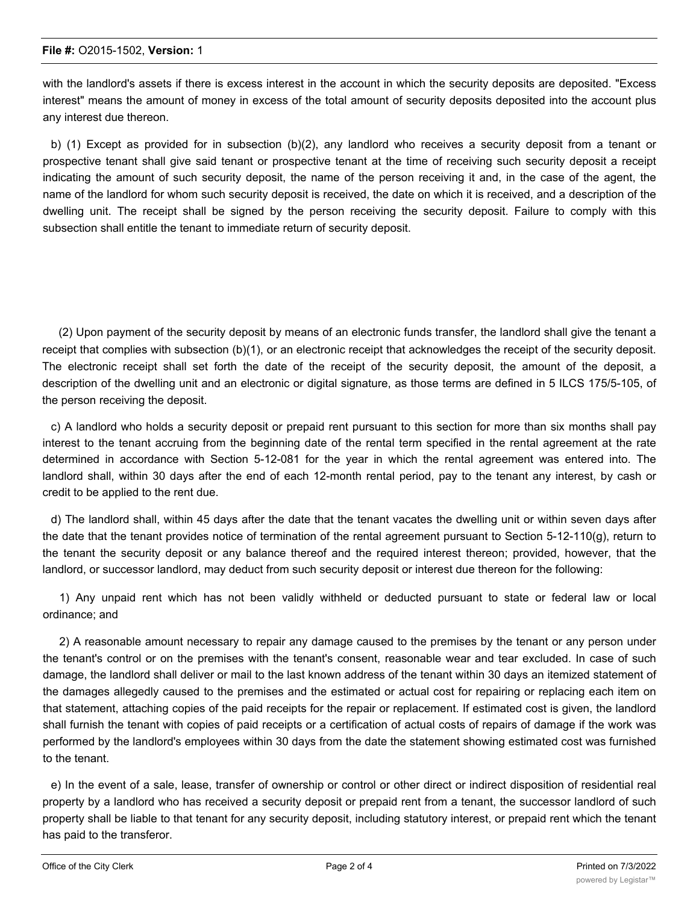with the landlord's assets if there is excess interest in the account in which the security deposits are deposited. "Excess interest" means the amount of money in excess of the total amount of security deposits deposited into the account plus any interest due thereon.

b) (1) Except as provided for in subsection (b)(2), any landlord who receives a security deposit from a tenant or prospective tenant shall give said tenant or prospective tenant at the time of receiving such security deposit a receipt indicating the amount of such security deposit, the name of the person receiving it and, in the case of the agent, the name of the landlord for whom such security deposit is received, the date on which it is received, and a description of the dwelling unit. The receipt shall be signed by the person receiving the security deposit. Failure to comply with this subsection shall entitle the tenant to immediate return of security deposit.

(2) Upon payment of the security deposit by means of an electronic funds transfer, the landlord shall give the tenant a receipt that complies with subsection (b)(1), or an electronic receipt that acknowledges the receipt of the security deposit. The electronic receipt shall set forth the date of the receipt of the security deposit, the amount of the deposit, a description of the dwelling unit and an electronic or digital signature, as those terms are defined in 5 ILCS 175/5-105, of the person receiving the deposit.

c) A landlord who holds a security deposit or prepaid rent pursuant to this section for more than six months shall pay interest to the tenant accruing from the beginning date of the rental term specified in the rental agreement at the rate determined in accordance with Section 5-12-081 for the year in which the rental agreement was entered into. The landlord shall, within 30 days after the end of each 12-month rental period, pay to the tenant any interest, by cash or credit to be applied to the rent due.

d) The landlord shall, within 45 days after the date that the tenant vacates the dwelling unit or within seven days after the date that the tenant provides notice of termination of the rental agreement pursuant to Section 5-12-110(g), return to the tenant the security deposit or any balance thereof and the required interest thereon; provided, however, that the landlord, or successor landlord, may deduct from such security deposit or interest due thereon for the following:

1) Any unpaid rent which has not been validly withheld or deducted pursuant to state or federal law or local ordinance; and

2) A reasonable amount necessary to repair any damage caused to the premises by the tenant or any person under the tenant's control or on the premises with the tenant's consent, reasonable wear and tear excluded. In case of such damage, the landlord shall deliver or mail to the last known address of the tenant within 30 days an itemized statement of the damages allegedly caused to the premises and the estimated or actual cost for repairing or replacing each item on that statement, attaching copies of the paid receipts for the repair or replacement. If estimated cost is given, the landlord shall furnish the tenant with copies of paid receipts or a certification of actual costs of repairs of damage if the work was performed by the landlord's employees within 30 days from the date the statement showing estimated cost was furnished to the tenant.

e) In the event of a sale, lease, transfer of ownership or control or other direct or indirect disposition of residential real property by a landlord who has received a security deposit or prepaid rent from a tenant, the successor landlord of such property shall be liable to that tenant for any security deposit, including statutory interest, or prepaid rent which the tenant has paid to the transferor.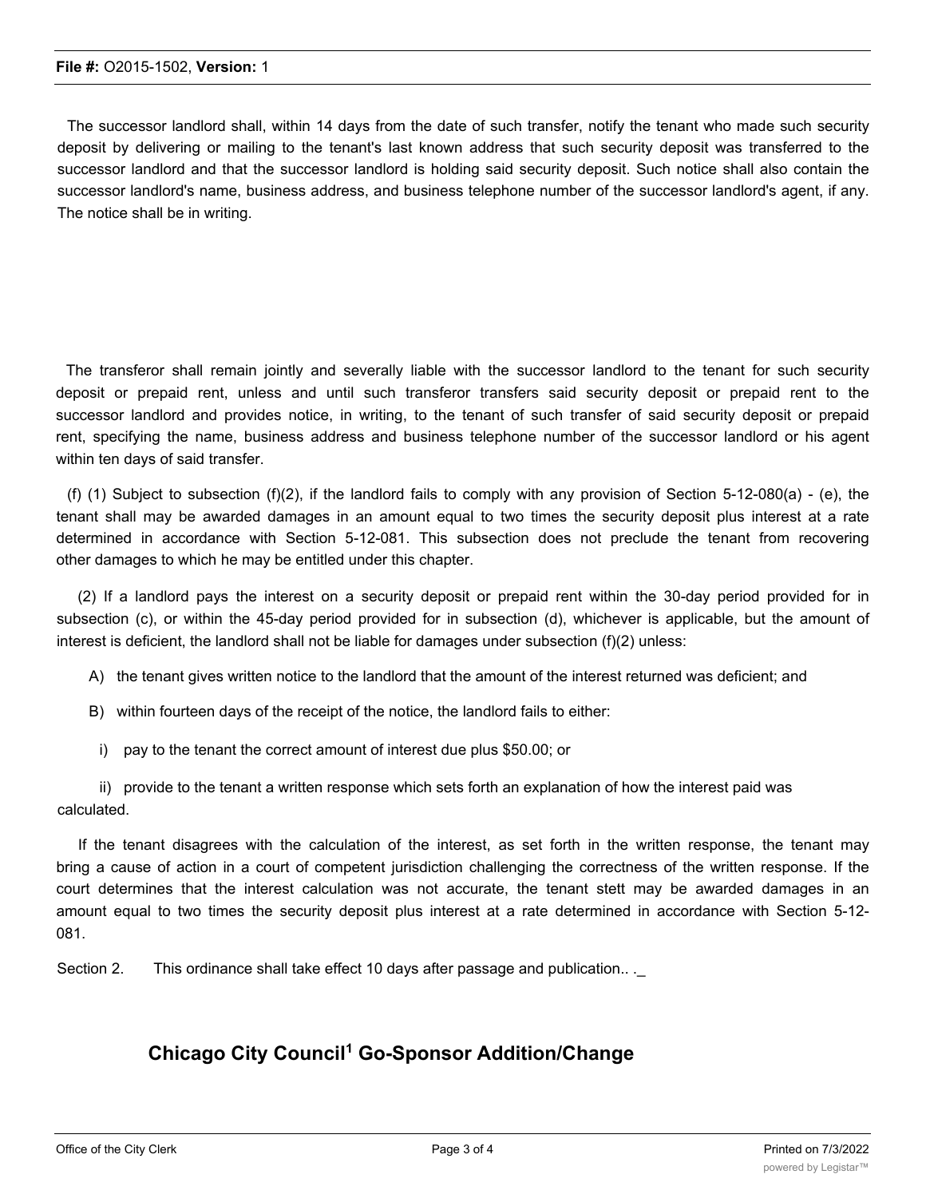The successor landlord shall, within 14 days from the date of such transfer, notify the tenant who made such security deposit by delivering or mailing to the tenant's last known address that such security deposit was transferred to the successor landlord and that the successor landlord is holding said security deposit. Such notice shall also contain the successor landlord's name, business address, and business telephone number of the successor landlord's agent, if any. The notice shall be in writing.

The transferor shall remain jointly and severally liable with the successor landlord to the tenant for such security deposit or prepaid rent, unless and until such transferor transfers said security deposit or prepaid rent to the successor landlord and provides notice, in writing, to the tenant of such transfer of said security deposit or prepaid rent, specifying the name, business address and business telephone number of the successor landlord or his agent within ten days of said transfer.

(f) (1) Subject to subsection (f)(2), if the landlord fails to comply with any provision of Section 5-12-080(a) - (e), the tenant shall may be awarded damages in an amount equal to two times the security deposit plus interest at a rate determined in accordance with Section 5-12-081. This subsection does not preclude the tenant from recovering other damages to which he may be entitled under this chapter.

(2) If a landlord pays the interest on a security deposit or prepaid rent within the 30-day period provided for in subsection (c), or within the 45-day period provided for in subsection (d), whichever is applicable, but the amount of interest is deficient, the landlord shall not be liable for damages under subsection (f)(2) unless:

A) the tenant gives written notice to the landlord that the amount of the interest returned was deficient; and

B) within fourteen days of the receipt of the notice, the landlord fails to either:

i) pay to the tenant the correct amount of interest due plus $50.00; or

ii) provide to the tenant a written response which sets forth an explanation of how the interest paid was calculated.

If the tenant disagrees with the calculation of the interest, as set forth in the written response, the tenant may bring a cause of action in a court of competent jurisdiction challenging the correctness of the written response. If the court determines that the interest calculation was not accurate, the tenant stett may be awarded damages in an amount equal to two times the security deposit plus interest at a rate determined in accordance with Section 5-12-081.

Section 2. This ordinance shall take effect 10 days after passage and publication.. ._

## Chicago City Council[1] Go-Sponsor Addition/Change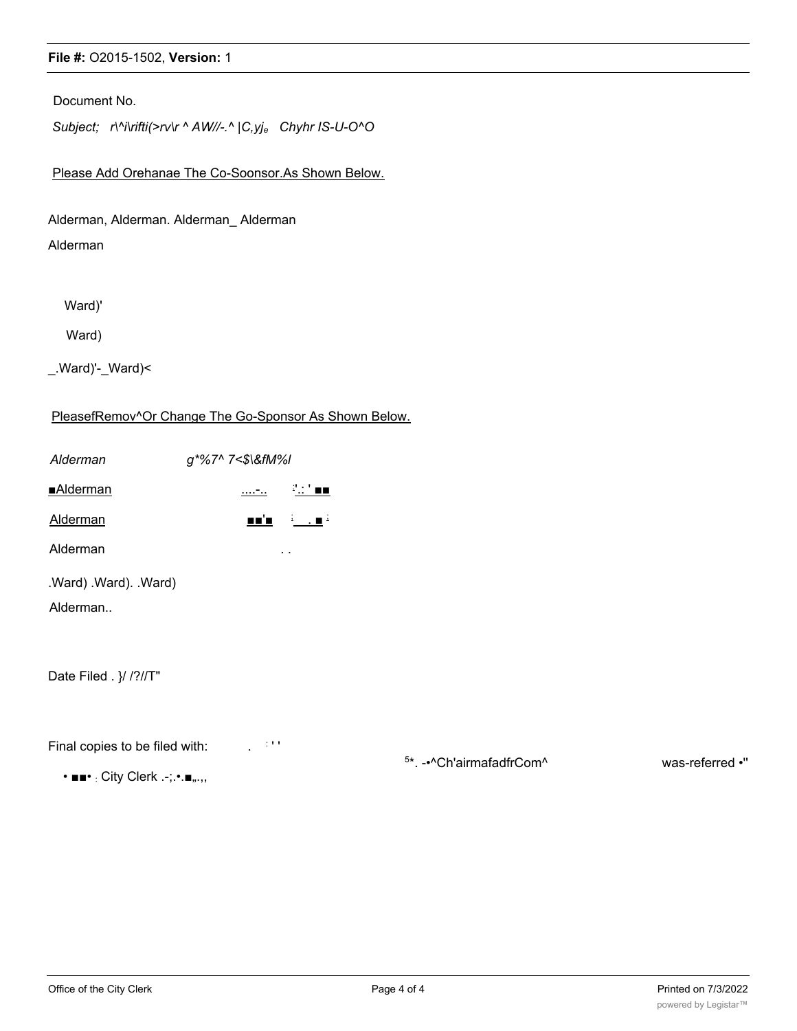Document No.

*Subject; r\^i\rifti(>rv\r ^ AW//-.^ |C,yj$_e$ Chyhr IS-U-O^O*

Please Add Orehanae The Co-Soonsor.As Shown Below.

Alderman, Alderman. Alderman_ Alderman

Alderman

Ward)'

Ward)

_.Ward)'-_Ward)<

PleasefRemov^Or Change The Go-Sponsor As Shown Below.

*Alderman* *g*%7^ 7<$\&fM%l*

■Alderman ....-.. '.: ' ■■

Alderman ■■'■ . ■

Alderman . .

.Ward) .Ward). .Ward)

Alderman..

Date Filed . }/ /?//T"

Final copies to be filed with: . : ' '

• ■■• . City Clerk .-;.•.■„.,,

5*. -•^Ch'airmafadfrCom^ was-referred •"